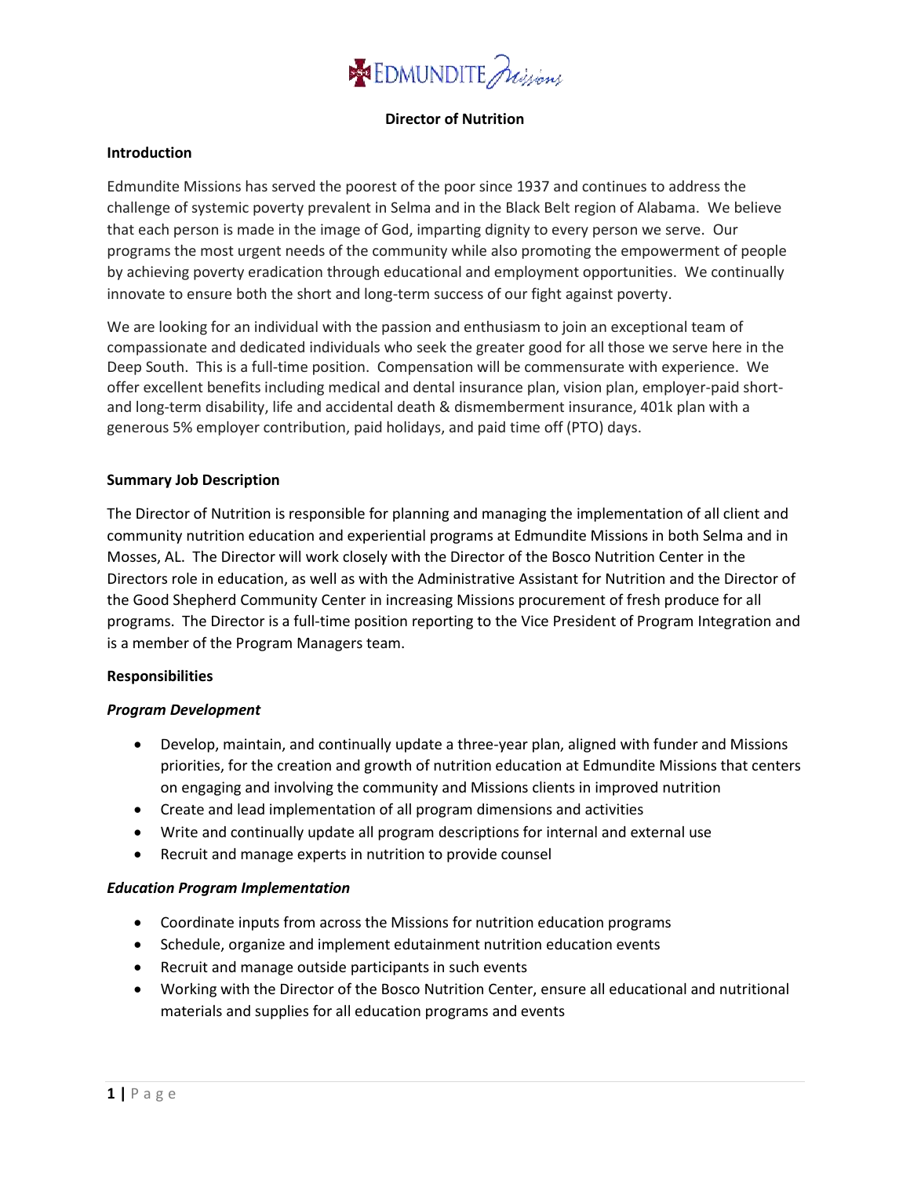**Director of Nutrition**

**Introduction**

Edmundite Missions has served the poorest of the poor since 1937 and continues to address the challenge of systemic poverty prevalent in Selma and in the Black Belt region of Alabama. We believe that each person is made in the image of God, imparting dignity to every person we serve. Our programs the most urgent needs of the community while also promoting the empowerment of people by achieving poverty eradication through educational and employment opportunities. We continually innovate to ensure both the short and long-term success of our fight against poverty.

We are looking for an individual with the passion and enthusiasm to join an exceptional team of compassionate and dedicated individuals who seek the greater good for all those we serve here in the Deep South. This is a full-time position. Compensation will be commensurate with experience. We offer excellent benefits including medical and dental insurance plan, vision plan, employer-paid short- and long-term disability, life and accidental death & dismemberment insurance, 401k plan with a generous 5% employer contribution, paid holidays, and paid time off (PTO) days.

**Summary Job Description**

The Director of Nutrition is responsible for planning and managing the implementation of all client and community nutrition education and experiential programs at Edmundite Missions in both Selma and in Mosses, AL. The Director will work closely with the Director of the Bosco Nutrition Center in the Directors role in education, as well as with the Administrative Assistant for Nutrition and the Director of the Good Shepherd Community Center in increasing Missions procurement of fresh produce for all programs. The Director is a full-time position reporting to the Vice President of Program Integration and is a member of the Program Managers team.

**Responsibilities**

***Program Development***

- Develop, maintain, and continually update a three-year plan, aligned with funder and Missions priorities, for the creation and growth of nutrition education at Edmundite Missions that centers on engaging and involving the community and Missions clients in improved nutrition
- Create and lead implementation of all program dimensions and activities
- Write and continually update all program descriptions for internal and external use
- Recruit and manage experts in nutrition to provide counsel

***Education Program Implementation***

- Coordinate inputs from across the Missions for nutrition education programs
- Schedule, organize and implement edutainment nutrition education events
- Recruit and manage outside participants in such events
- Working with the Director of the Bosco Nutrition Center, ensure all educational and nutritional materials and supplies for all education programs and events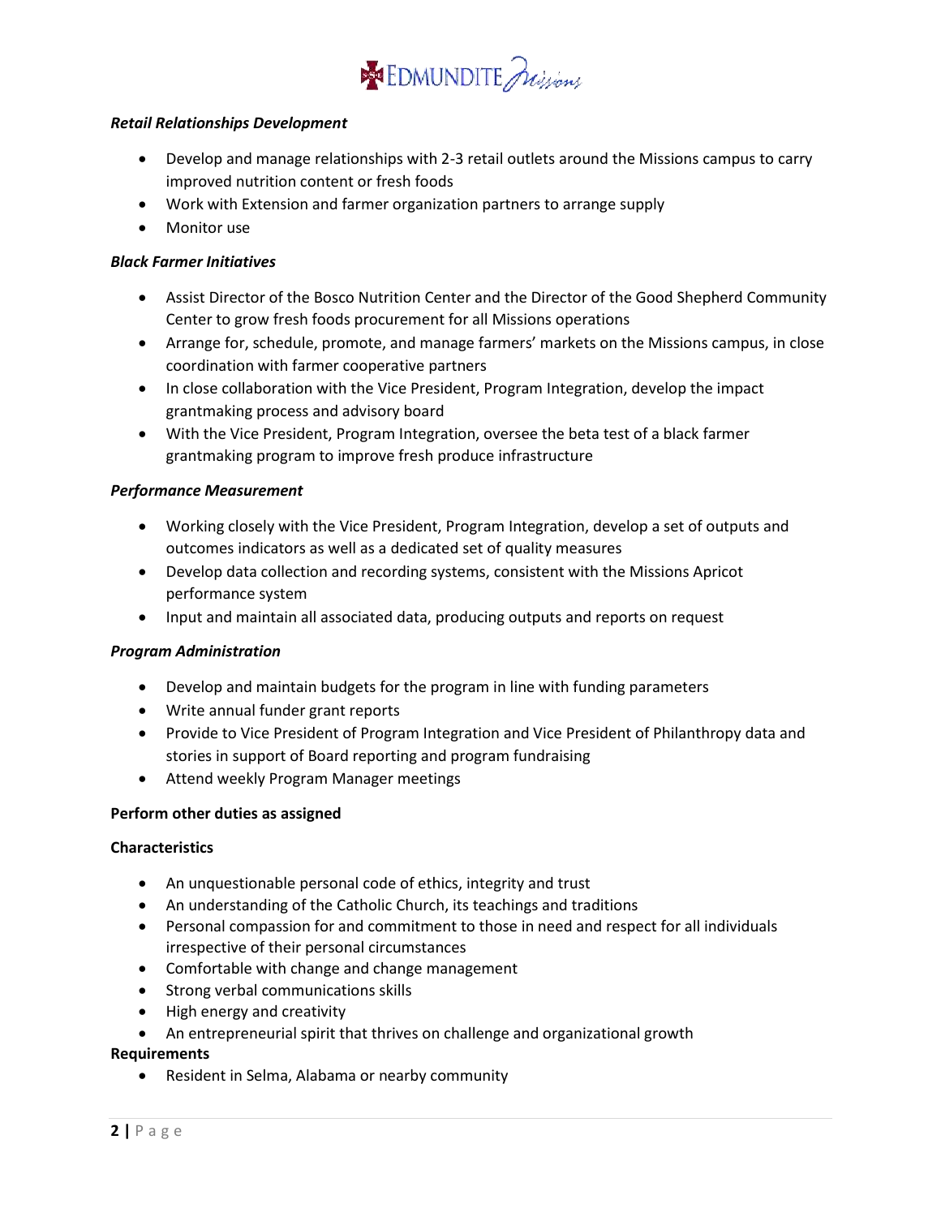***Retail Relationships Development***

- Develop and manage relationships with 2-3 retail outlets around the Missions campus to carry improved nutrition content or fresh foods
- Work with Extension and farmer organization partners to arrange supply
- Monitor use

***Black Farmer Initiatives***

- Assist Director of the Bosco Nutrition Center and the Director of the Good Shepherd Community Center to grow fresh foods procurement for all Missions operations
- Arrange for, schedule, promote, and manage farmers' markets on the Missions campus, in close coordination with farmer cooperative partners
- In close collaboration with the Vice President, Program Integration, develop the impact grantmaking process and advisory board
- With the Vice President, Program Integration, oversee the beta test of a black farmer grantmaking program to improve fresh produce infrastructure

***Performance Measurement***

- Working closely with the Vice President, Program Integration, develop a set of outputs and outcomes indicators as well as a dedicated set of quality measures
- Develop data collection and recording systems, consistent with the Missions Apricot performance system
- Input and maintain all associated data, producing outputs and reports on request

***Program Administration***

- Develop and maintain budgets for the program in line with funding parameters
- Write annual funder grant reports
- Provide to Vice President of Program Integration and Vice President of Philanthropy data and stories in support of Board reporting and program fundraising
- Attend weekly Program Manager meetings

**Perform other duties as assigned**

**Characteristics**

- An unquestionable personal code of ethics, integrity and trust
- An understanding of the Catholic Church, its teachings and traditions
- Personal compassion for and commitment to those in need and respect for all individuals irrespective of their personal circumstances
- Comfortable with change and change management
- Strong verbal communications skills
- High energy and creativity
- An entrepreneurial spirit that thrives on challenge and organizational growth

**Requirements**

- Resident in Selma, Alabama or nearby community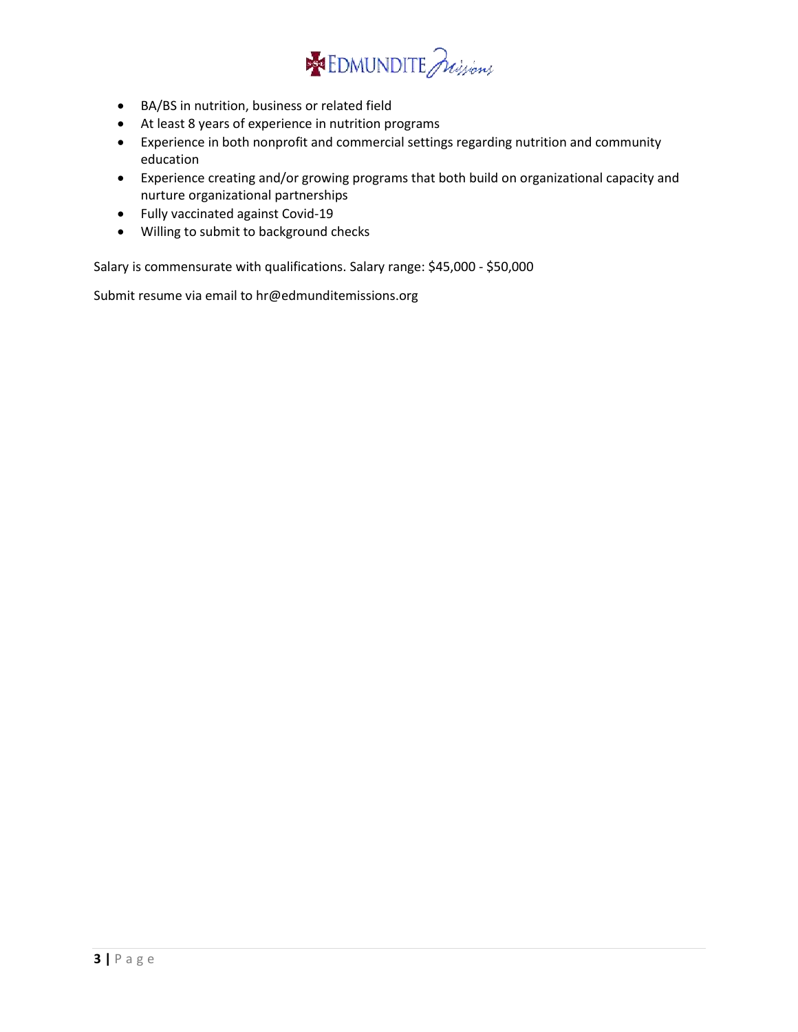- BA/BS in nutrition, business or related field
- At least 8 years of experience in nutrition programs
- Experience in both nonprofit and commercial settings regarding nutrition and community education
- Experience creating and/or growing programs that both build on organizational capacity and nurture organizational partnerships
- Fully vaccinated against Covid-19
- Willing to submit to background checks

Salary is commensurate with qualifications. Salary range: $45,000 - $50,000

Submit resume via email to hr@edmunditemissions.org